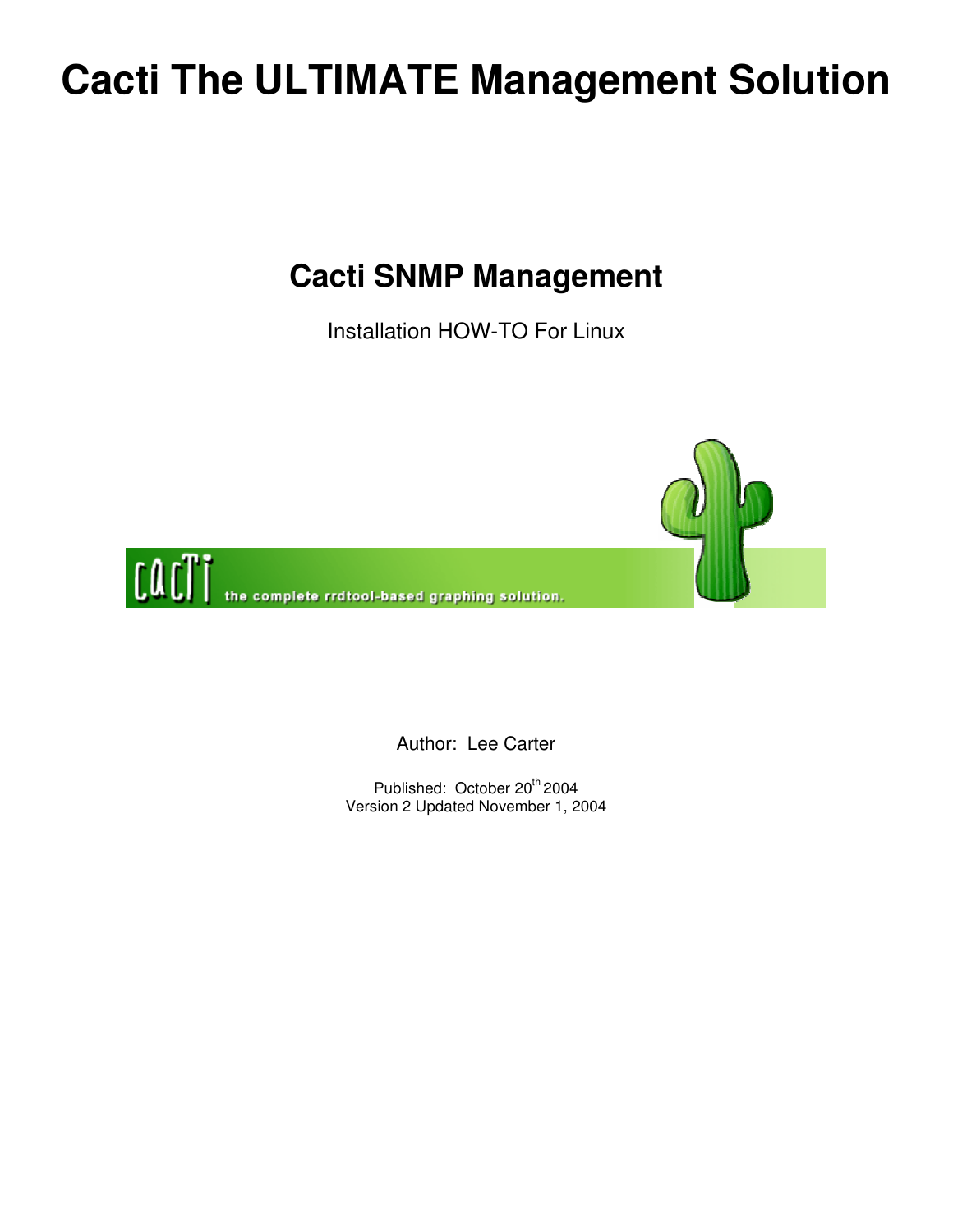# Cacti The ULTIMATE Management Solution

## Cacti SNMP Management

Installation HOW-TO For Linux

Author: Lee Carter

Published: October 20th 2004
Version 2 Updated November 1, 2004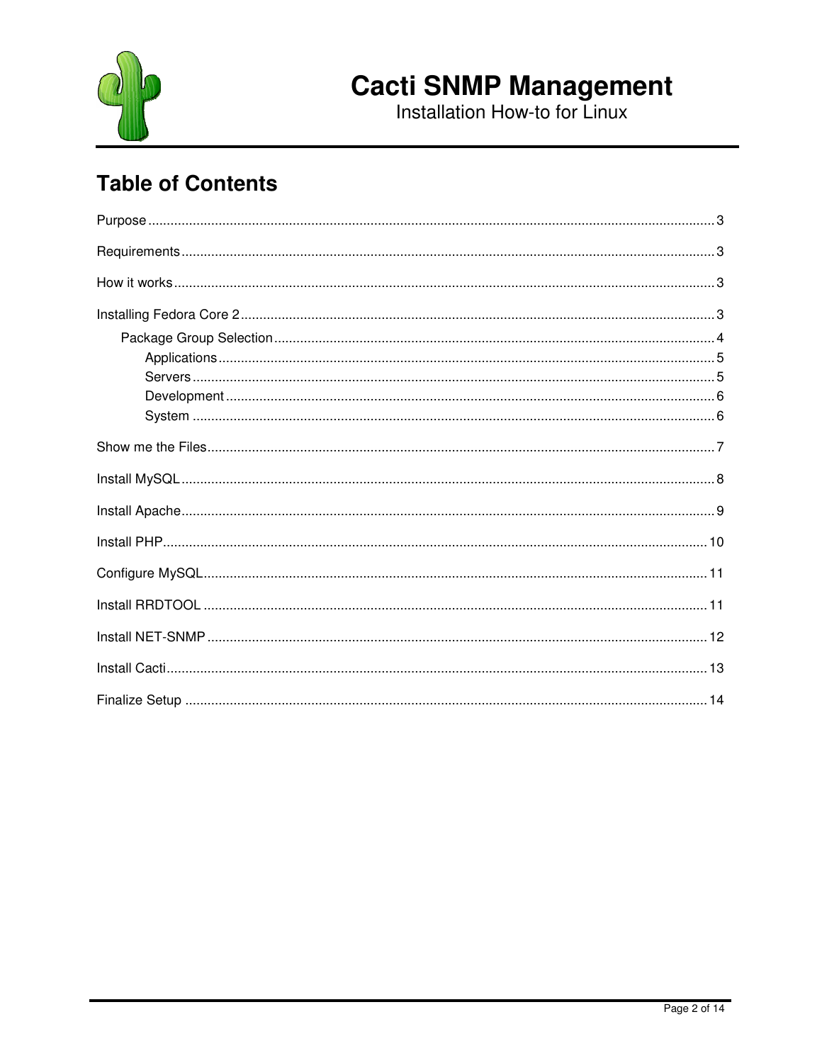# Table of Contents

Purpose ........................................................ 3

Requirements ........................................................ 3

How it works ........................................................ 3

Installing Fedora Core 2 ........................................................ 3

- Package Group Selection ........................................................ 4
  - Applications ........................................................ 5
  - Servers ........................................................ 5
  - Development ........................................................ 6
  - System ........................................................ 6

Show me the Files ........................................................ 7

Install MySQL ........................................................ 8

Install Apache ........................................................ 9

Install PHP ........................................................ 10

Configure MySQL ........................................................ 11

Install RRDTOOL ........................................................ 11

Install NET-SNMP ........................................................ 12

Install Cacti ........................................................ 13

Finalize Setup ........................................................ 14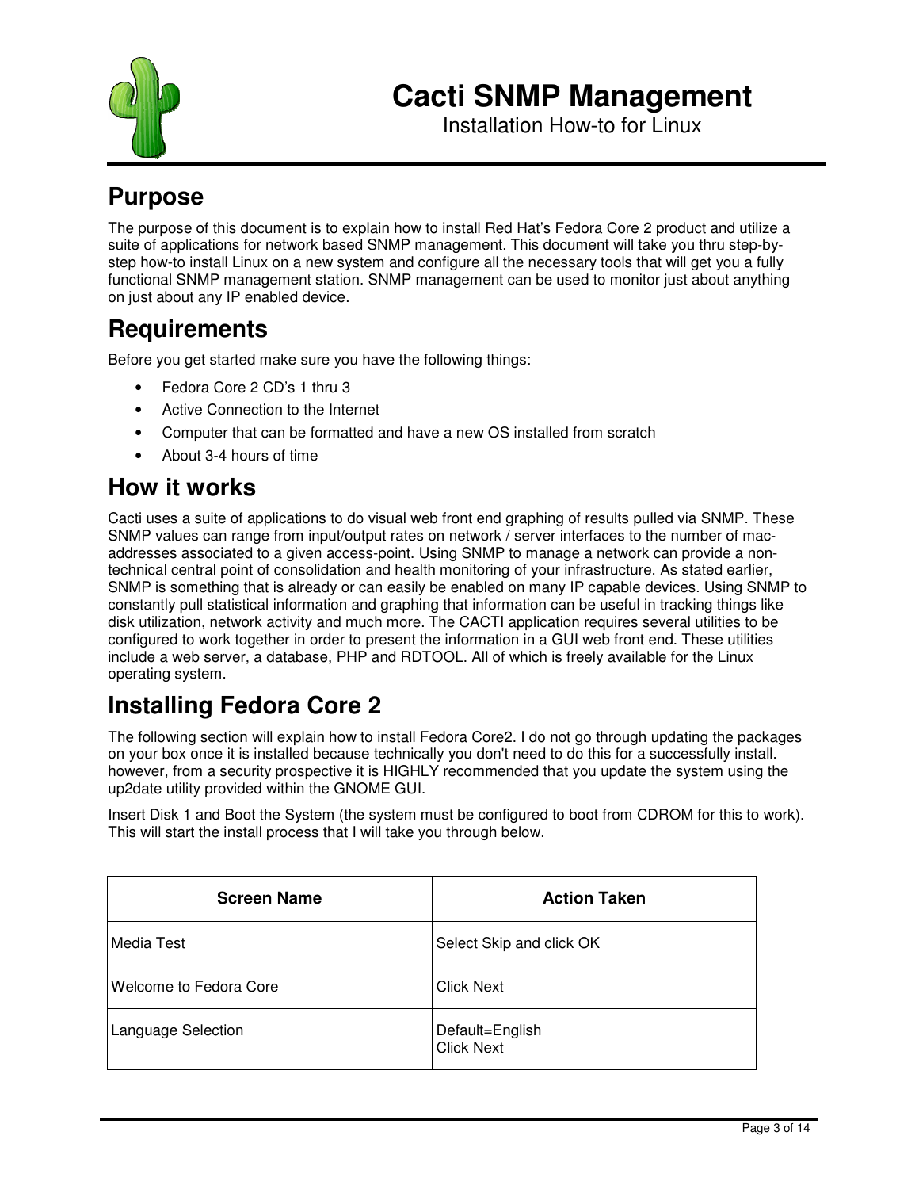# Cacti SNMP Management

Installation How-to for Linux

## Purpose

The purpose of this document is to explain how to install Red Hat's Fedora Core 2 product and utilize a suite of applications for network based SNMP management. This document will take you thru step-by-step how-to install Linux on a new system and configure all the necessary tools that will get you a fully functional SNMP management station. SNMP management can be used to monitor just about anything on just about any IP enabled device.

## Requirements

Before you get started make sure you have the following things:

- Fedora Core 2 CD's 1 thru 3
- Active Connection to the Internet
- Computer that can be formatted and have a new OS installed from scratch
- About 3-4 hours of time

## How it works

Cacti uses a suite of applications to do visual web front end graphing of results pulled via SNMP. These SNMP values can range from input/output rates on network / server interfaces to the number of mac-addresses associated to a given access-point. Using SNMP to manage a network can provide a non-technical central point of consolidation and health monitoring of your infrastructure. As stated earlier, SNMP is something that is already or can easily be enabled on many IP capable devices. Using SNMP to constantly pull statistical information and graphing that information can be useful in tracking things like disk utilization, network activity and much more. The CACTI application requires several utilities to be configured to work together in order to present the information in a GUI web front end. These utilities include a web server, a database, PHP and RDTOOL. All of which is freely available for the Linux operating system.

## Installing Fedora Core 2

The following section will explain how to install Fedora Core2. I do not go through updating the packages on your box once it is installed because technically you don't need to do this for a successfully install. however, from a security prospective it is HIGHLY recommended that you update the system using the up2date utility provided within the GNOME GUI.

Insert Disk 1 and Boot the System (the system must be configured to boot from CDROM for this to work). This will start the install process that I will take you through below.

| Screen Name | Action Taken |
|---|---|
| Media Test | Select Skip and click OK |
| Welcome to Fedora Core | Click Next |
| Language Selection | Default=English<br>Click Next |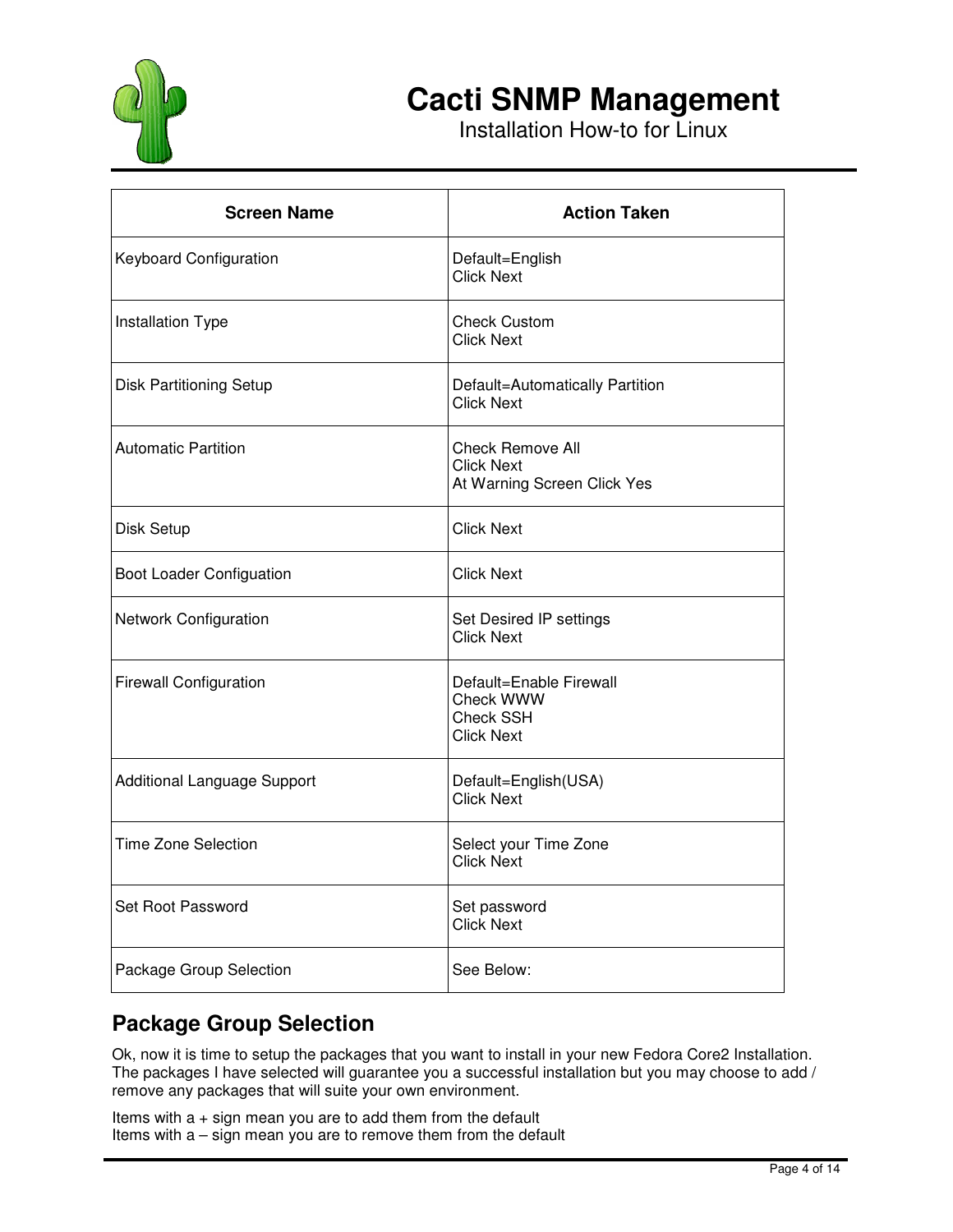| Screen Name | Action Taken |
| --- | --- |
| Keyboard Configuration | Default=English<br>Click Next |
| Installation Type | Check Custom<br>Click Next |
| Disk Partitioning Setup | Default=Automatically Partition<br>Click Next |
| Automatic Partition | Check Remove All<br>Click Next<br>At Warning Screen Click Yes |
| Disk Setup | Click Next |
| Boot Loader Configuation | Click Next |
| Network Configuration | Set Desired IP settings<br>Click Next |
| Firewall Configuration | Default=Enable Firewall<br>Check WWW<br>Check SSH<br>Click Next |
| Additional Language Support | Default=English(USA)<br>Click Next |
| Time Zone Selection | Select your Time Zone<br>Click Next |
| Set Root Password | Set password<br>Click Next |
| Package Group Selection | See Below: |

## Package Group Selection

Ok, now it is time to setup the packages that you want to install in your new Fedora Core2 Installation. The packages I have selected will guarantee you a successful installation but you may choose to add / remove any packages that will suite your own environment.

Items with a + sign mean you are to add them from the default
Items with a – sign mean you are to remove them from the default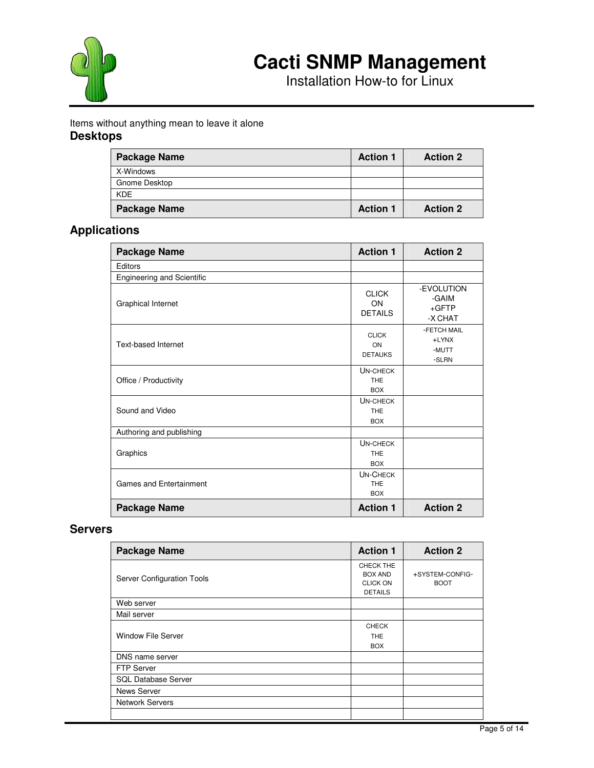Items without anything mean to leave it alone

## Desktops

| Package Name | Action 1 | Action 2 |
|---|---|---|
| X-Windows | | |
| Gnome Desktop | | |
| KDE | | |
| **Package Name** | **Action 1** | **Action 2** |

## Applications

| Package Name | Action 1 | Action 2 |
|---|---|---|
| Editors | | |
| Engineering and Scientific | | |
| Graphical Internet | CLICK ON DETAILS | -EVOLUTION -GAIM +GFTP -X CHAT |
| Text-based Internet | CLICK ON DETAUKS | -FETCH MAIL +LYNX -MUTT -SLRN |
| Office / Productivity | UN-CHECK THE BOX | |
| Sound and Video | UN-CHECK THE BOX | |
| Authoring and publishing | | |
| Graphics | UN-CHECK THE BOX | |
| Games and Entertainment | UN-CHECK THE BOX | |
| **Package Name** | **Action 1** | **Action 2** |

## Servers

| Package Name | Action 1 | Action 2 |
|---|---|---|
| Server Configuration Tools | CHECK THE BOX AND CLICK ON DETAILS | +SYSTEM-CONFIG-BOOT |
| Web server | | |
| Mail server | | |
| Window File Server | CHECK THE BOX | |
| DNS name server | | |
| FTP Server | | |
| SQL Database Server | | |
| News Server | | |
| Network Servers | | |
| | | |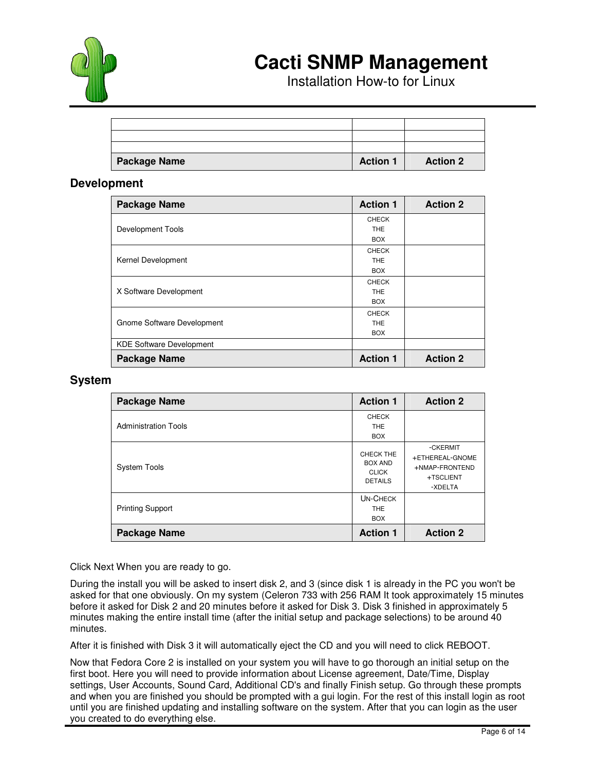| | | |
|---|---|---|
| | | |
| | | |
| | | |
| **Package Name** | **Action 1** | **Action 2** |

## Development

| Package Name | Action 1 | Action 2 |
|---|---|---|
| Development Tools | CHECK THE BOX | |
| Kernel Development | CHECK THE BOX | |
| X Software Development | CHECK THE BOX | |
| Gnome Software Development | CHECK THE BOX | |
| KDE Software Development | | |
| **Package Name** | **Action 1** | **Action 2** |

## System

| Package Name | Action 1 | Action 2 |
|---|---|---|
| Administration Tools | CHECK THE BOX | |
| System Tools | CHECK THE BOX AND CLICK DETAILS | -CKERMIT +ETHEREAL-GNOME +NMAP-FRONTEND +TSCLIENT -XDELTA |
| Printing Support | UN-CHECK THE BOX | |
| **Package Name** | **Action 1** | **Action 2** |

Click Next When you are ready to go.

During the install you will be asked to insert disk 2, and 3 (since disk 1 is already in the PC you won't be asked for that one obviously. On my system (Celeron 733 with 256 RAM It took approximately 15 minutes before it asked for Disk 2 and 20 minutes before it asked for Disk 3. Disk 3 finished in approximately 5 minutes making the entire install time (after the initial setup and package selections) to be around 40 minutes.

After it is finished with Disk 3 it will automatically eject the CD and you will need to click REBOOT.

Now that Fedora Core 2 is installed on your system you will have to go thorough an initial setup on the first boot. Here you will need to provide information about License agreement, Date/Time, Display settings, User Accounts, Sound Card, Additional CD's and finally Finish setup. Go through these prompts and when you are finished you should be prompted with a gui login. For the rest of this install login as root until you are finished updating and installing software on the system. After that you can login as the user you created to do everything else.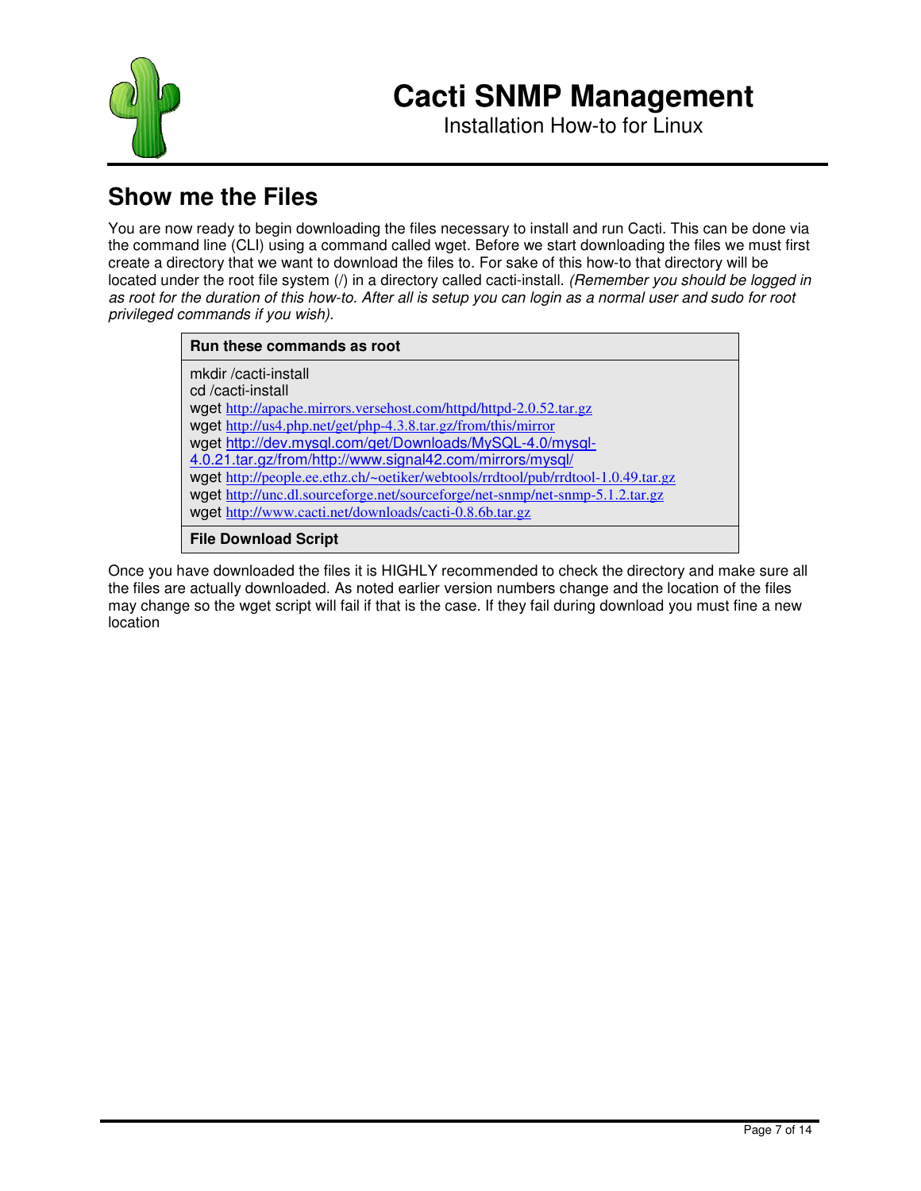## Show me the Files

You are now ready to begin downloading the files necessary to install and run Cacti. This can be done via the command line (CLI) using a command called wget. Before we start downloading the files we must first create a directory that we want to download the files to. For sake of this how-to that directory will be located under the root file system (/) in a directory called cacti-install. *(Remember you should be logged in as root for the duration of this how-to. After all is setup you can login as a normal user and sudo for root privileged commands if you wish).*

**Run these commands as root**

```
mkdir /cacti-install
cd /cacti-install
wget http://apache.mirrors.versehost.com/httpd/httpd-2.0.52.tar.gz
wget http://us4.php.net/get/php-4.3.8.tar.gz/from/this/mirror
wget http://dev.mysql.com/get/Downloads/MySQL-4.0/mysql-4.0.21.tar.gz/from/http://www.signal42.com/mirrors/mysql/
wget http://people.ee.ethz.ch/~oetiker/webtools/rrdtool/pub/rrdtool-1.0.49.tar.gz
wget http://unc.dl.sourceforge.net/sourceforge/net-snmp/net-snmp-5.1.2.tar.gz
wget http://www.cacti.net/downloads/cacti-0.8.6b.tar.gz
```

**File Download Script**

Once you have downloaded the files it is HIGHLY recommended to check the directory and make sure all the files are actually downloaded. As noted earlier version numbers change and the location of the files may change so the wget script will fail if that is the case. If they fail during download you must fine a new location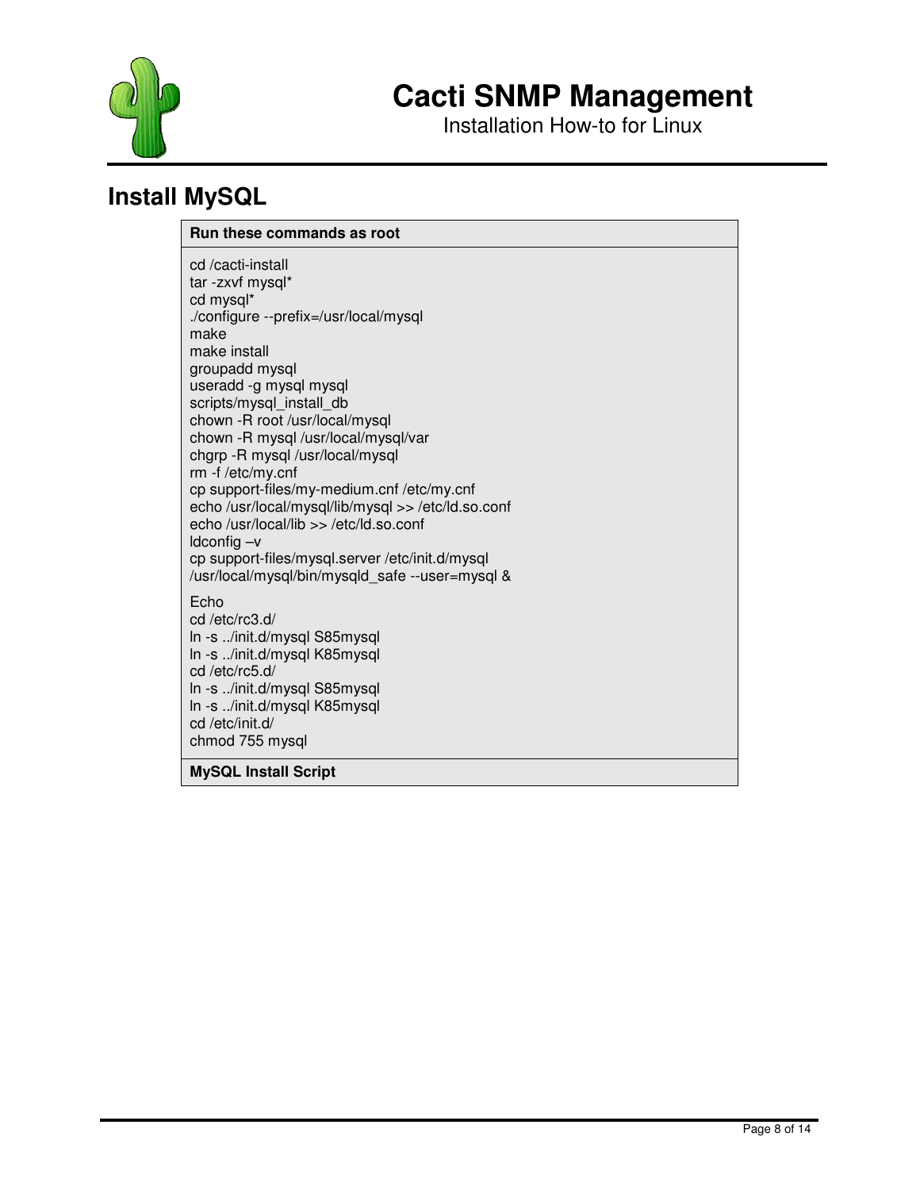## Install MySQL

**Run these commands as root**

```
cd /cacti-install
tar -zxvf mysql*
cd mysql*
./configure --prefix=/usr/local/mysql
make
make install
groupadd mysql
useradd -g mysql mysql
scripts/mysql_install_db
chown -R root /usr/local/mysql
chown -R mysql /usr/local/mysql/var
chgrp -R mysql /usr/local/mysql
rm -f /etc/my.cnf
cp support-files/my-medium.cnf /etc/my.cnf
echo /usr/local/mysql/lib/mysql >> /etc/ld.so.conf
echo /usr/local/lib >> /etc/ld.so.conf
ldconfig –v
cp support-files/mysql.server /etc/init.d/mysql
/usr/local/mysql/bin/mysqld_safe --user=mysql &

Echo
cd /etc/rc3.d/
ln -s ../init.d/mysql S85mysql
ln -s ../init.d/mysql K85mysql
cd /etc/rc5.d/
ln -s ../init.d/mysql S85mysql
ln -s ../init.d/mysql K85mysql
cd /etc/init.d/
chmod 755 mysql
```

**MySQL Install Script**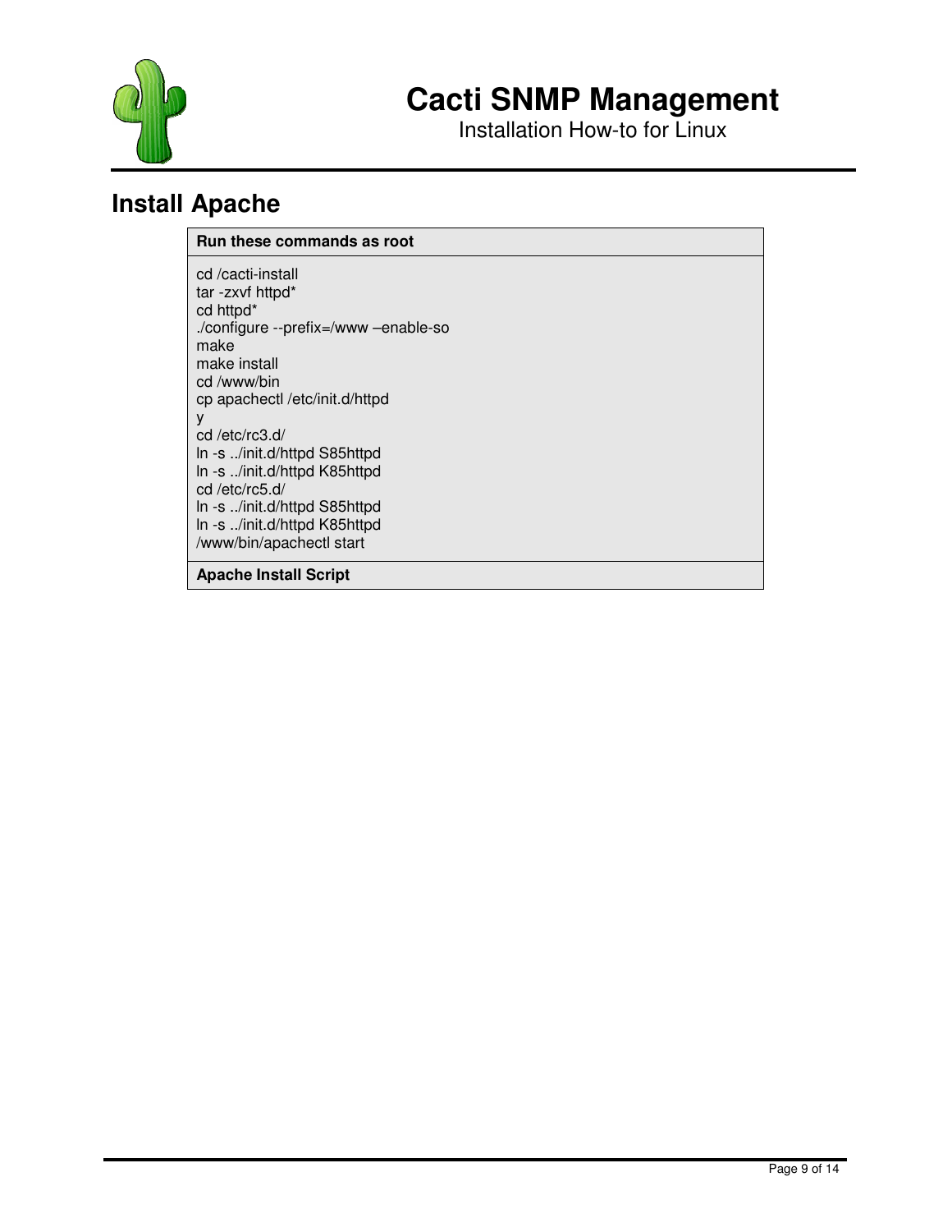## Install Apache

**Run these commands as root**

```
cd /cacti-install
tar -zxvf httpd*
cd httpd*
./configure --prefix=/www –enable-so
make
make install
cd /www/bin
cp apachectl /etc/init.d/httpd
y
cd /etc/rc3.d/
ln -s ../init.d/httpd S85httpd
ln -s ../init.d/httpd K85httpd
cd /etc/rc5.d/
ln -s ../init.d/httpd S85httpd
ln -s ../init.d/httpd K85httpd
/www/bin/apachectl start
```

**Apache Install Script**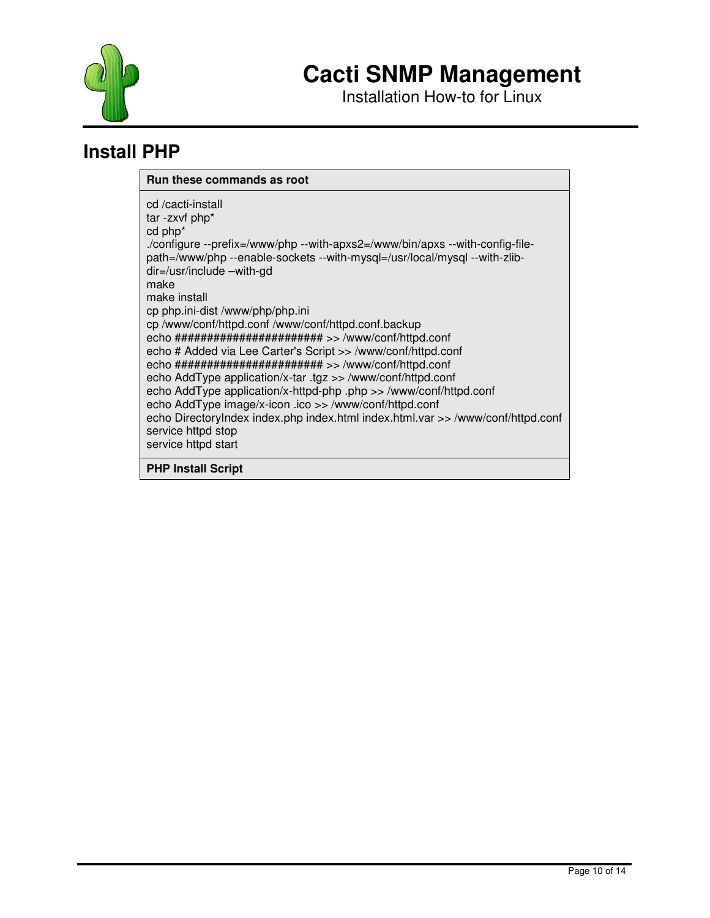## Install PHP

**Run these commands as root**

```
cd /cacti-install
tar -zxvf php*
cd php*
./configure --prefix=/www/php --with-apxs2=/www/bin/apxs --with-config-file-path=/www/php --enable-sockets --with-mysql=/usr/local/mysql --with-zlib-dir=/usr/include –with-gd
make
make install
cp php.ini-dist /www/php/php.ini
cp /www/conf/httpd.conf /www/conf/httpd.conf.backup
echo ####################### >> /www/conf/httpd.conf
echo # Added via Lee Carter's Script >> /www/conf/httpd.conf
echo ####################### >> /www/conf/httpd.conf
echo AddType application/x-tar .tgz >> /www/conf/httpd.conf
echo AddType application/x-httpd-php .php >> /www/conf/httpd.conf
echo AddType image/x-icon .ico >> /www/conf/httpd.conf
echo DirectoryIndex index.php index.html index.html.var >> /www/conf/httpd.conf
service httpd stop
service httpd start
```

**PHP Install Script**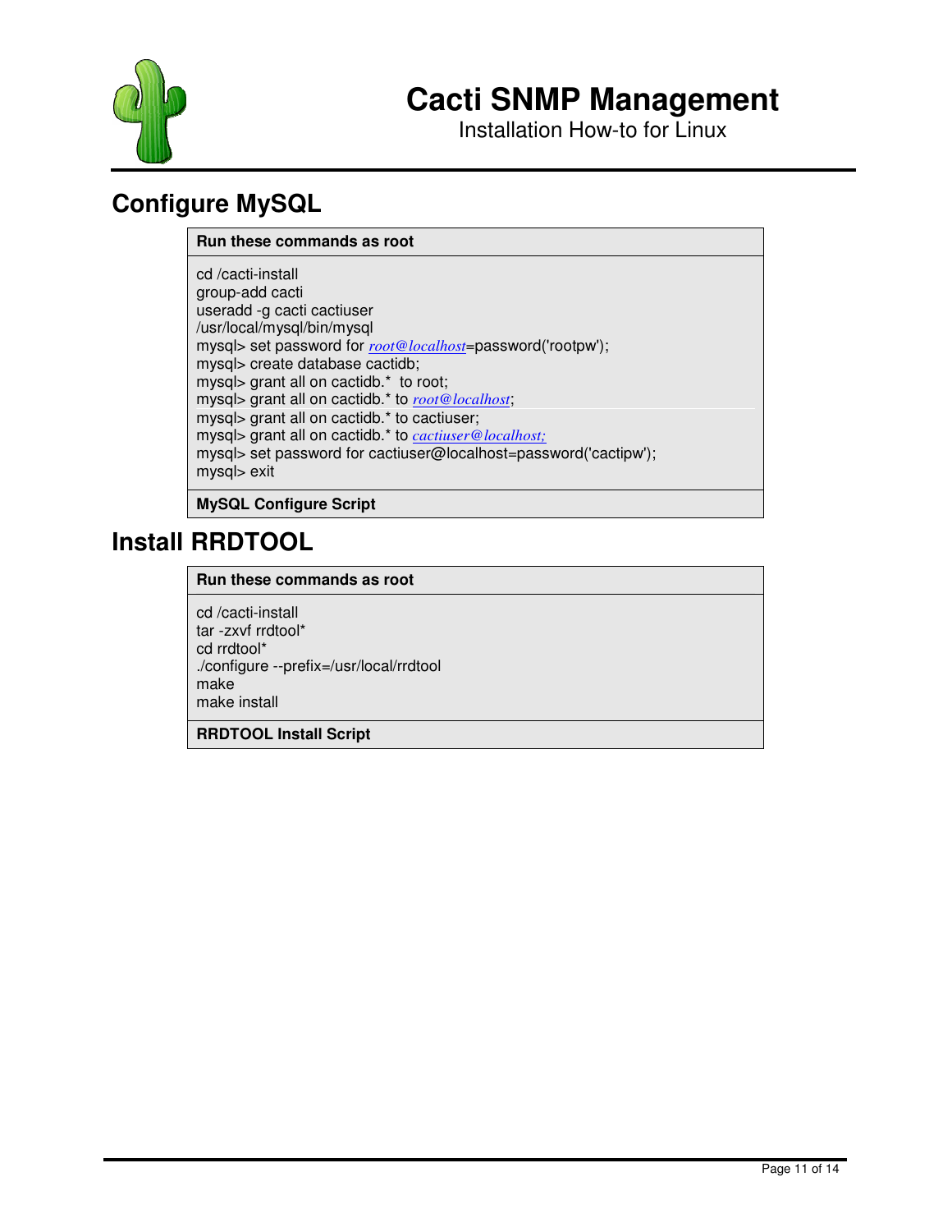# Configure MySQL

**Run these commands as root**

```
cd /cacti-install
group-add cacti
useradd -g cacti cactiuser
/usr/local/mysql/bin/mysql
mysql> set password for root@localhost=password('rootpw');
mysql> create database cactidb;
mysql> grant all on cactidb.*  to root;
mysql> grant all on cactidb.* to root@localhost;
mysql> grant all on cactidb.* to cactiuser;
mysql> grant all on cactidb.* to cactiuser@localhost;
mysql> set password for cactiuser@localhost=password('cactipw');
mysql> exit
```

**MySQL Configure Script**

# Install RRDTOOL

**Run these commands as root**

```
cd /cacti-install
tar -zxvf rrdtool*
cd rrdtool*
./configure --prefix=/usr/local/rrdtool
make
make install
```

**RRDTOOL Install Script**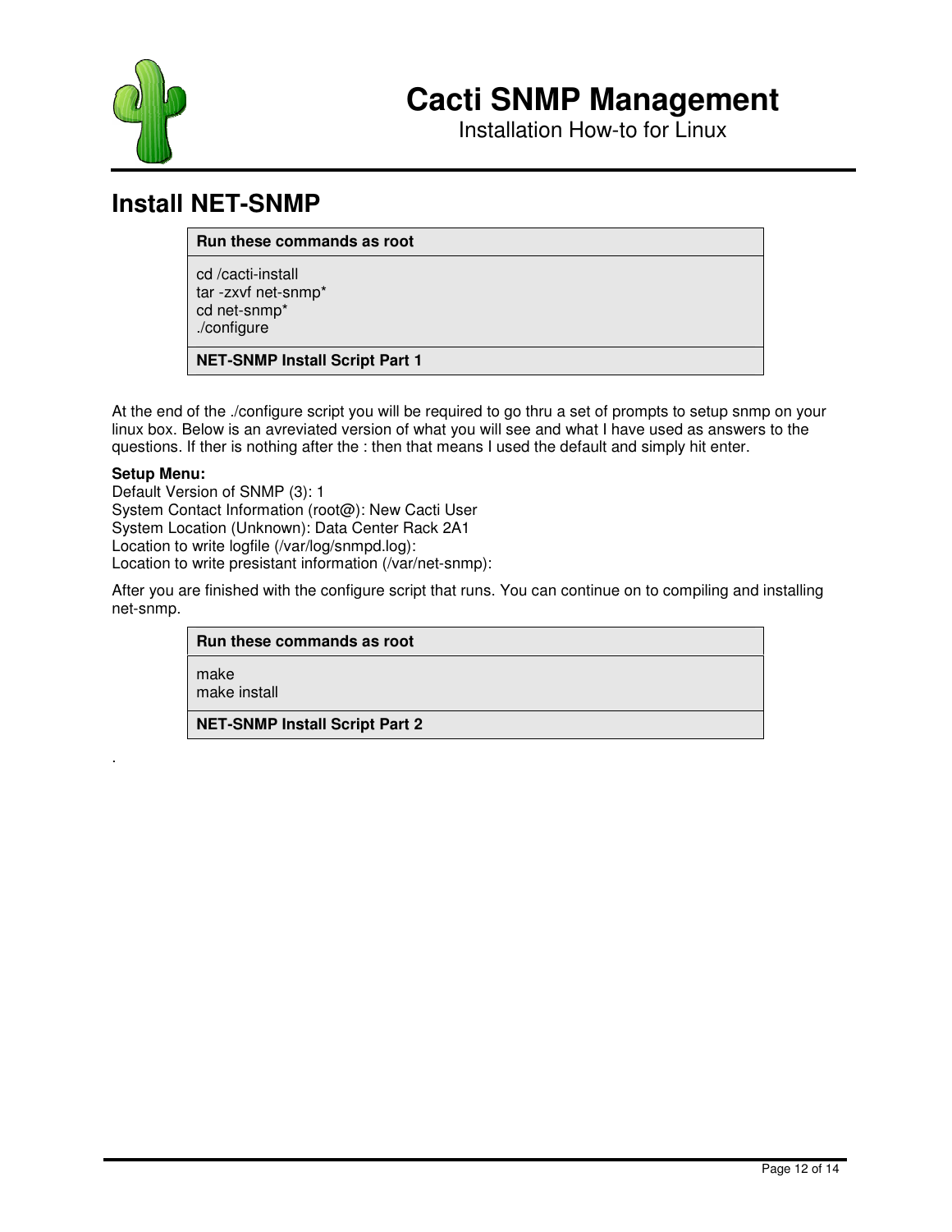## Install NET-SNMP

**Run these commands as root**

```
cd /cacti-install
tar -zxvf net-snmp*
cd net-snmp*
./configure
```

**NET-SNMP Install Script Part 1**

At the end of the ./configure script you will be required to go thru a set of prompts to setup snmp on your linux box. Below is an avreviated version of what you will see and what I have used as answers to the questions. If ther is nothing after the : then that means I used the default and simply hit enter.

**Setup Menu:**
Default Version of SNMP (3): 1
System Contact Information (root@): New Cacti User
System Location (Unknown): Data Center Rack 2A1
Location to write logfile (/var/log/snmpd.log):
Location to write presistant information (/var/net-snmp):

After you are finished with the configure script that runs. You can continue on to compiling and installing net-snmp.

**Run these commands as root**

```
make
make install
```

**NET-SNMP Install Script Part 2**

.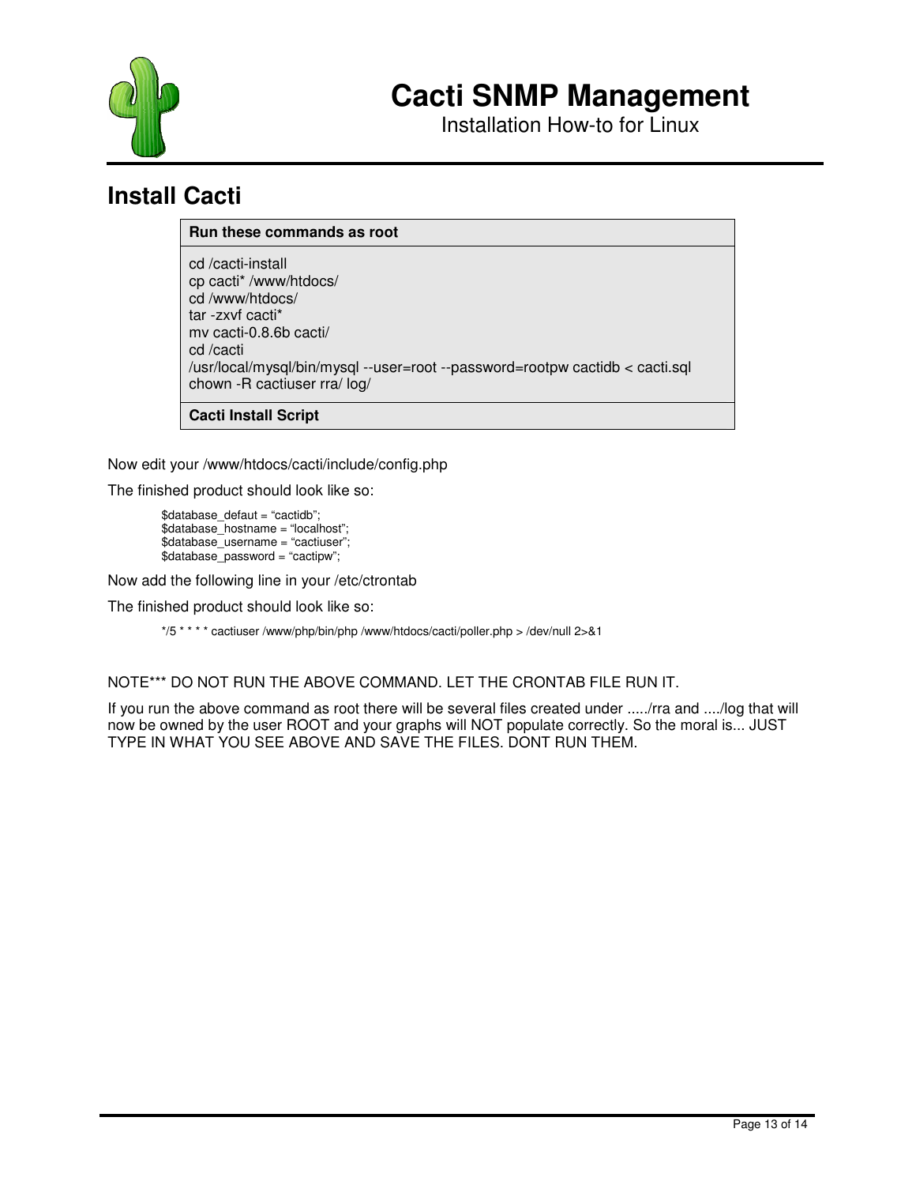## Install Cacti

**Run these commands as root**

```
cd /cacti-install
cp cacti* /www/htdocs/
cd /www/htdocs/
tar -zxvf cacti*
mv cacti-0.8.6b cacti/
cd /cacti
/usr/local/mysql/bin/mysql --user=root --password=rootpw cactidb < cacti.sql
chown -R cactiuser rra/ log/
```

**Cacti Install Script**

Now edit your /www/htdocs/cacti/include/config.php

The finished product should look like so:

```
$database_defaut = "cactidb";
$database_hostname = "localhost";
$database_username = "cactiuser";
$database_password = "cactipw";
```

Now add the following line in your /etc/ctrontab

The finished product should look like so:

```
*/5 * * * * cactiuser /www/php/bin/php /www/htdocs/cacti/poller.php > /dev/null 2>&1
```

NOTE*** DO NOT RUN THE ABOVE COMMAND. LET THE CRONTAB FILE RUN IT.

If you run the above command as root there will be several files created under ...../rra and ..../log that will now be owned by the user ROOT and your graphs will NOT populate correctly. So the moral is... JUST TYPE IN WHAT YOU SEE ABOVE AND SAVE THE FILES. DONT RUN THEM.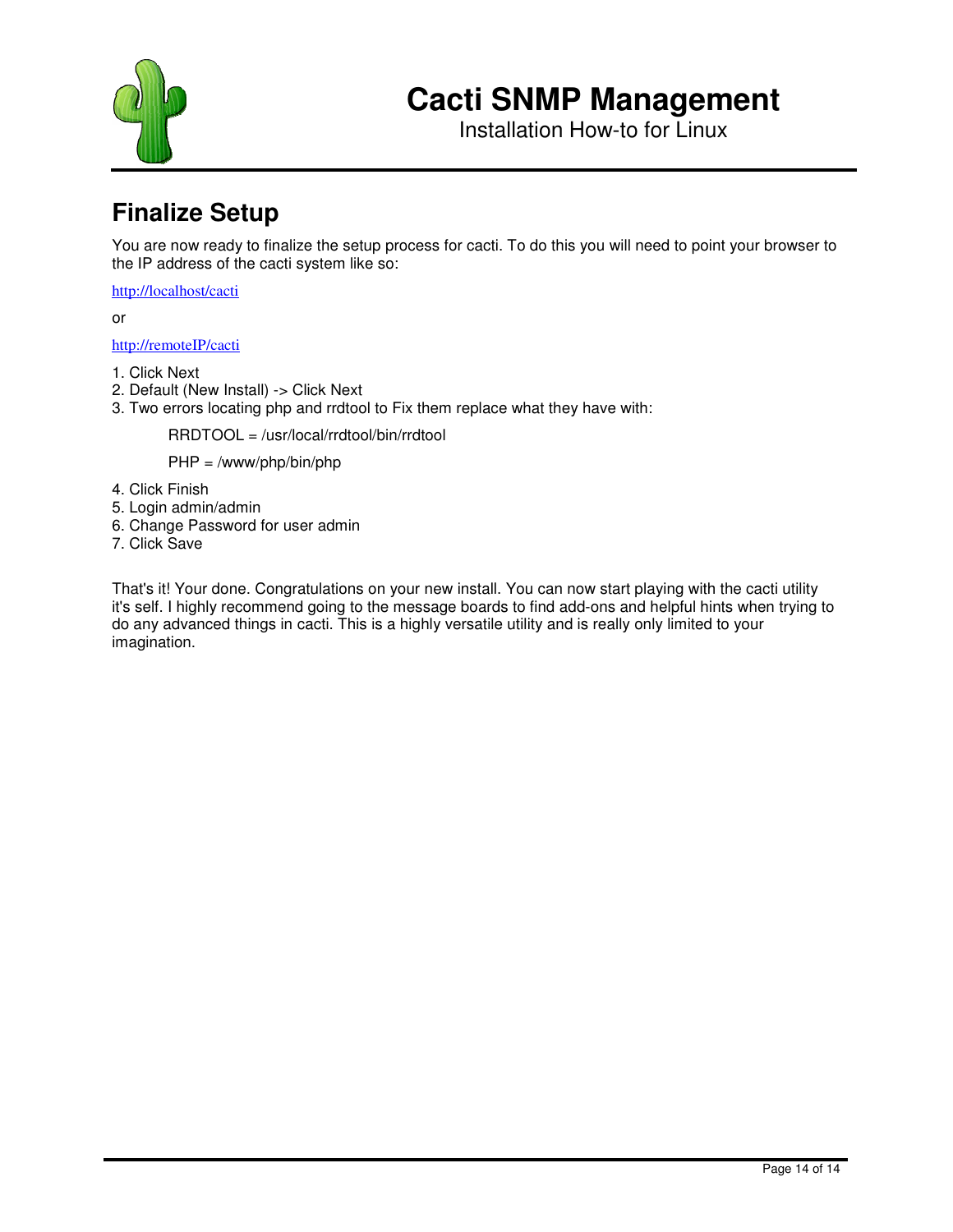## Finalize Setup

You are now ready to finalize the setup process for cacti. To do this you will need to point your browser to the IP address of the cacti system like so:

http://localhost/cacti

or

http://remoteIP/cacti

1. Click Next
2. Default (New Install) -> Click Next
3. Two errors locating php and rrdtool to Fix them replace what they have with:

    RRDTOOL = /usr/local/rrdtool/bin/rrdtool

    PHP = /www/php/bin/php

4. Click Finish
5. Login admin/admin
6. Change Password for user admin
7. Click Save

That's it! Your done. Congratulations on your new install. You can now start playing with the cacti utility it's self. I highly recommend going to the message boards to find add-ons and helpful hints when trying to do any advanced things in cacti. This is a highly versatile utility and is really only limited to your imagination.